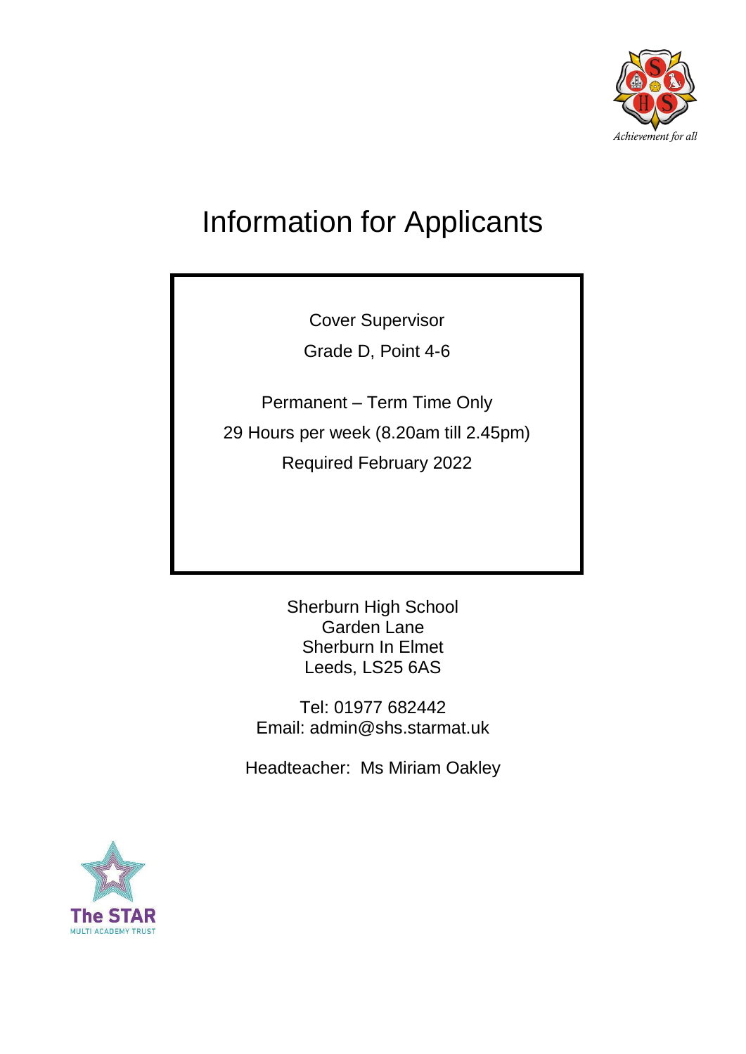Achievement for all

# Information for Applicants

Cover Supervisor

Grade D, Point 4-6

Permanent – Term Time Only

29 Hours per week (8.20am till 2.45pm)

Required February 2022

Sherburn High School
Garden Lane
Sherburn In Elmet
Leeds, LS25 6AS

Tel: 01977 682442
Email: admin@shs.starmat.uk

Headteacher: Ms Miriam Oakley

The STAR
MULTI ACADEMY TRUST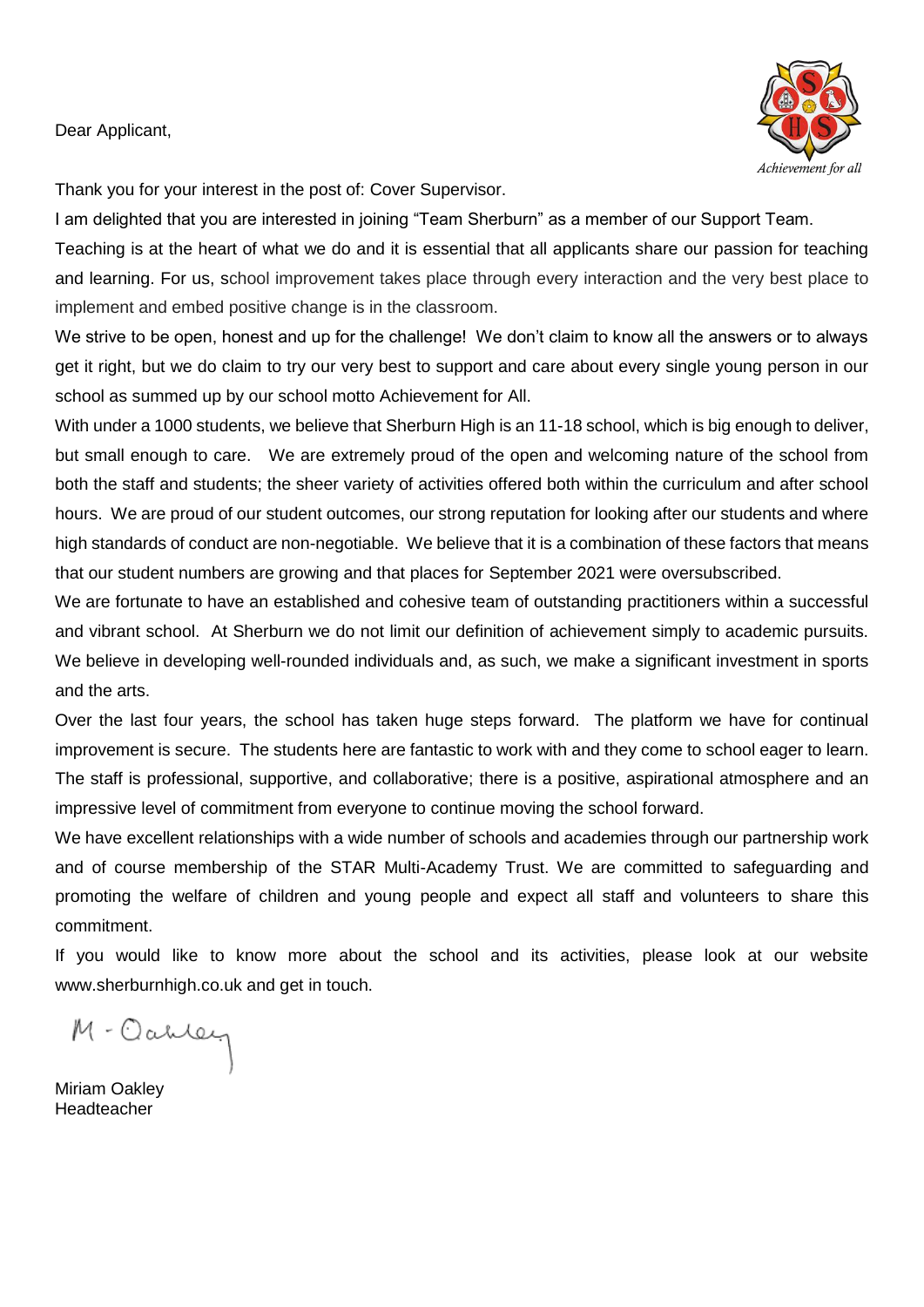Dear Applicant,

Achievement for all

Thank you for your interest in the post of: Cover Supervisor.

I am delighted that you are interested in joining "Team Sherburn" as a member of our Support Team.

Teaching is at the heart of what we do and it is essential that all applicants share our passion for teaching and learning. For us, school improvement takes place through every interaction and the very best place to implement and embed positive change is in the classroom.

We strive to be open, honest and up for the challenge! We don't claim to know all the answers or to always get it right, but we do claim to try our very best to support and care about every single young person in our school as summed up by our school motto Achievement for All.

With under a 1000 students, we believe that Sherburn High is an 11-18 school, which is big enough to deliver, but small enough to care. We are extremely proud of the open and welcoming nature of the school from both the staff and students; the sheer variety of activities offered both within the curriculum and after school hours. We are proud of our student outcomes, our strong reputation for looking after our students and where high standards of conduct are non-negotiable. We believe that it is a combination of these factors that means that our student numbers are growing and that places for September 2021 were oversubscribed.

We are fortunate to have an established and cohesive team of outstanding practitioners within a successful and vibrant school. At Sherburn we do not limit our definition of achievement simply to academic pursuits. We believe in developing well-rounded individuals and, as such, we make a significant investment in sports and the arts.

Over the last four years, the school has taken huge steps forward. The platform we have for continual improvement is secure. The students here are fantastic to work with and they come to school eager to learn. The staff is professional, supportive, and collaborative; there is a positive, aspirational atmosphere and an impressive level of commitment from everyone to continue moving the school forward.

We have excellent relationships with a wide number of schools and academies through our partnership work and of course membership of the STAR Multi-Academy Trust. We are committed to safeguarding and promoting the welfare of children and young people and expect all staff and volunteers to share this commitment.

If you would like to know more about the school and its activities, please look at our website www.sherburnhigh.co.uk and get in touch.

M - Oakley

Miriam Oakley
Headteacher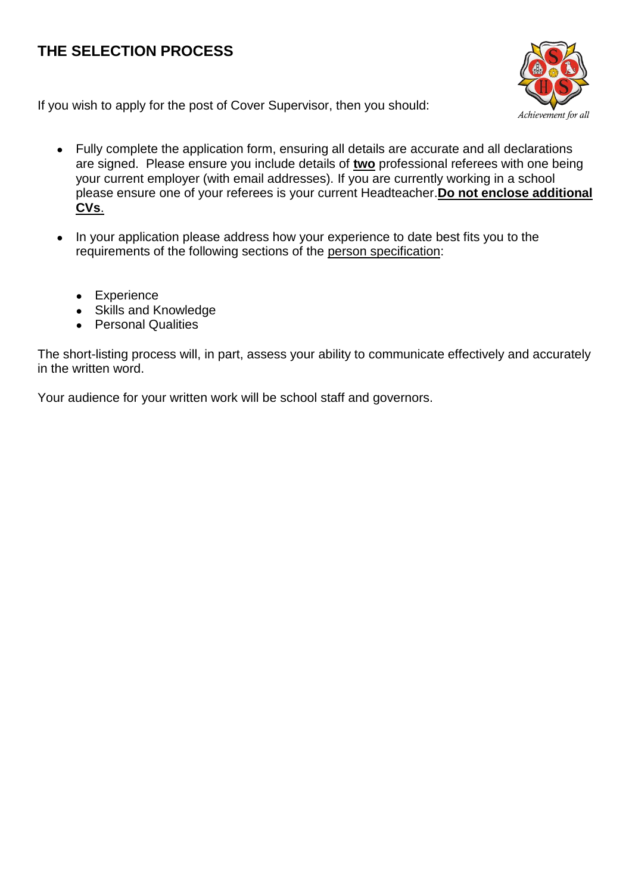# THE SELECTION PROCESS

If you wish to apply for the post of Cover Supervisor, then you should:

- Fully complete the application form, ensuring all details are accurate and all declarations are signed. Please ensure you include details of **two** professional referees with one being your current employer (with email addresses). If you are currently working in a school please ensure one of your referees is your current Headteacher. **Do not enclose additional CVs**.

- In your application please address how your experience to date best fits you to the requirements of the following sections of the person specification:

  - Experience
  - Skills and Knowledge
  - Personal Qualities

The short-listing process will, in part, assess your ability to communicate effectively and accurately in the written word.

Your audience for your written work will be school staff and governors.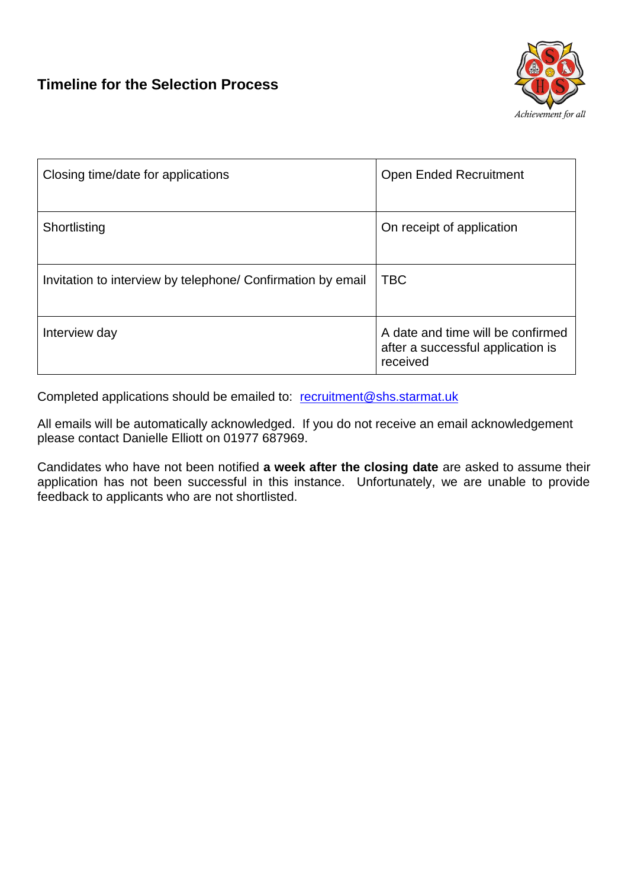## Timeline for the Selection Process

| | |
|---|---|
| Closing time/date for applications | Open Ended Recruitment |
| Shortlisting | On receipt of application |
| Invitation to interview by telephone/ Confirmation by email | TBC |
| Interview day | A date and time will be confirmed after a successful application is received |

Completed applications should be emailed to: recruitment@shs.starmat.uk

All emails will be automatically acknowledged. If you do not receive an email acknowledgement please contact Danielle Elliott on 01977 687969.

Candidates who have not been notified **a week after the closing date** are asked to assume their application has not been successful in this instance. Unfortunately, we are unable to provide feedback to applicants who are not shortlisted.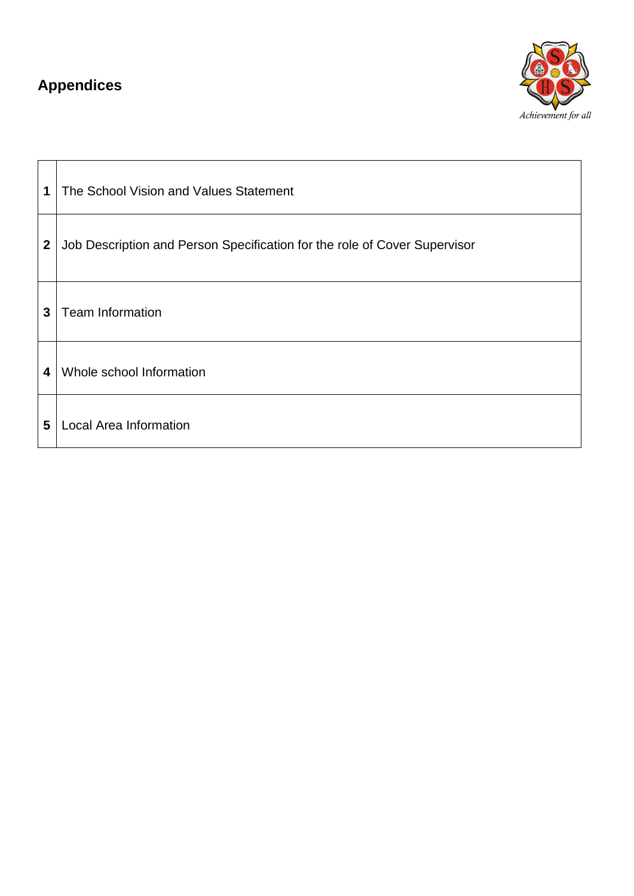## Appendices

Achievement for all

| | |
|---|---|
| **1** | The School Vision and Values Statement |
| **2** | Job Description and Person Specification for the role of Cover Supervisor |
| **3** | Team Information |
| **4** | Whole school Information |
| **5** | Local Area Information |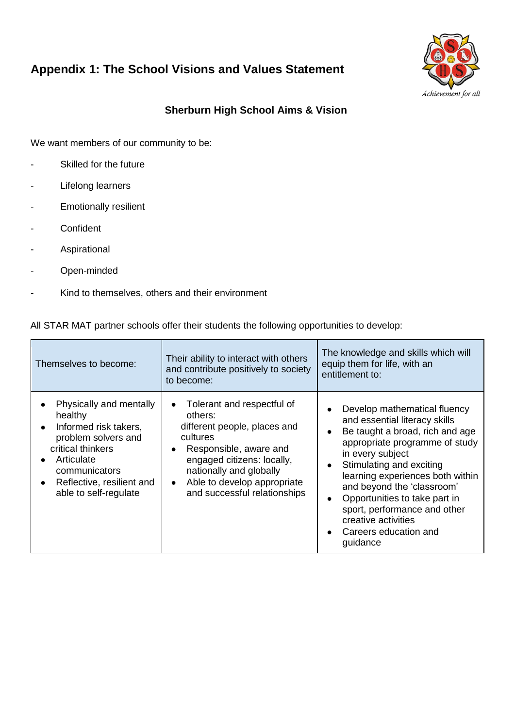# Appendix 1: The School Visions and Values Statement

*Achievement for all*

## Sherburn High School Aims & Vision

We want members of our community to be:

- Skilled for the future
- Lifelong learners
- Emotionally resilient
- Confident
- Aspirational
- Open-minded
- Kind to themselves, others and their environment

All STAR MAT partner schools offer their students the following opportunities to develop:

| Themselves to become: | Their ability to interact with others and contribute positively to society to become: | The knowledge and skills which will equip them for life, with an entitlement to: |
|---|---|---|
| • Physically and mentally healthy<br>• Informed risk takers, problem solvers and critical thinkers<br>• Articulate communicators<br>• Reflective, resilient and able to self-regulate | • Tolerant and respectful of others: different people, places and cultures<br>• Responsible, aware and engaged citizens: locally, nationally and globally<br>• Able to develop appropriate and successful relationships | • Develop mathematical fluency and essential literacy skills<br>• Be taught a broad, rich and age appropriate programme of study in every subject<br>• Stimulating and exciting learning experiences both within and beyond the 'classroom'<br>• Opportunities to take part in sport, performance and other creative activities<br>• Careers education and guidance |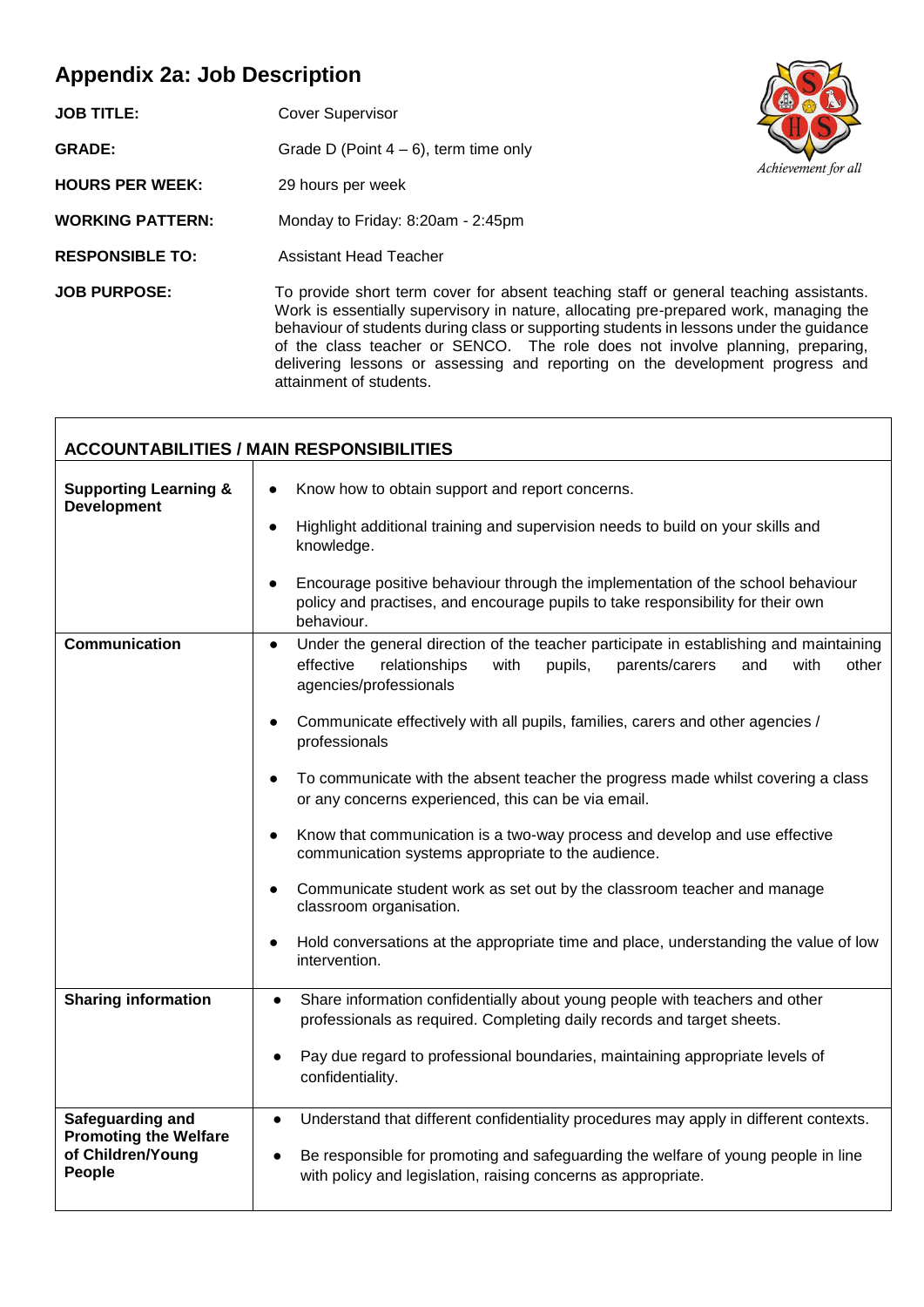# Appendix 2a: Job Description

*Achievement for all*

| | |
|---|---|
| **JOB TITLE:** | Cover Supervisor |
| **GRADE:** | Grade D (Point 4 – 6), term time only |
| **HOURS PER WEEK:** | 29 hours per week |
| **WORKING PATTERN:** | Monday to Friday: 8:20am - 2:45pm |
| **RESPONSIBLE TO:** | Assistant Head Teacher |
| **JOB PURPOSE:** | To provide short term cover for absent teaching staff or general teaching assistants. Work is essentially supervisory in nature, allocating pre-prepared work, managing the behaviour of students during class or supporting students in lessons under the guidance of the class teacher or SENCO. The role does not involve planning, preparing, delivering lessons or assessing and reporting on the development progress and attainment of students. |

| **ACCOUNTABILITIES / MAIN RESPONSIBILITIES** | |
|---|---|
| **Supporting Learning & Development** | • Know how to obtain support and report concerns.<br>• Highlight additional training and supervision needs to build on your skills and knowledge.<br>• Encourage positive behaviour through the implementation of the school behaviour policy and practises, and encourage pupils to take responsibility for their own behaviour. |
| **Communication** | • Under the general direction of the teacher participate in establishing and maintaining effective relationships with pupils, parents/carers and with other agencies/professionals<br>• Communicate effectively with all pupils, families, carers and other agencies / professionals<br>• To communicate with the absent teacher the progress made whilst covering a class or any concerns experienced, this can be via email.<br>• Know that communication is a two-way process and develop and use effective communication systems appropriate to the audience.<br>• Communicate student work as set out by the classroom teacher and manage classroom organisation.<br>• Hold conversations at the appropriate time and place, understanding the value of low intervention. |
| **Sharing information** | • Share information confidentially about young people with teachers and other professionals as required. Completing daily records and target sheets.<br>• Pay due regard to professional boundaries, maintaining appropriate levels of confidentiality. |
| **Safeguarding and Promoting the Welfare of Children/Young People** | • Understand that different confidentiality procedures may apply in different contexts.<br>• Be responsible for promoting and safeguarding the welfare of young people in line with policy and legislation, raising concerns as appropriate. |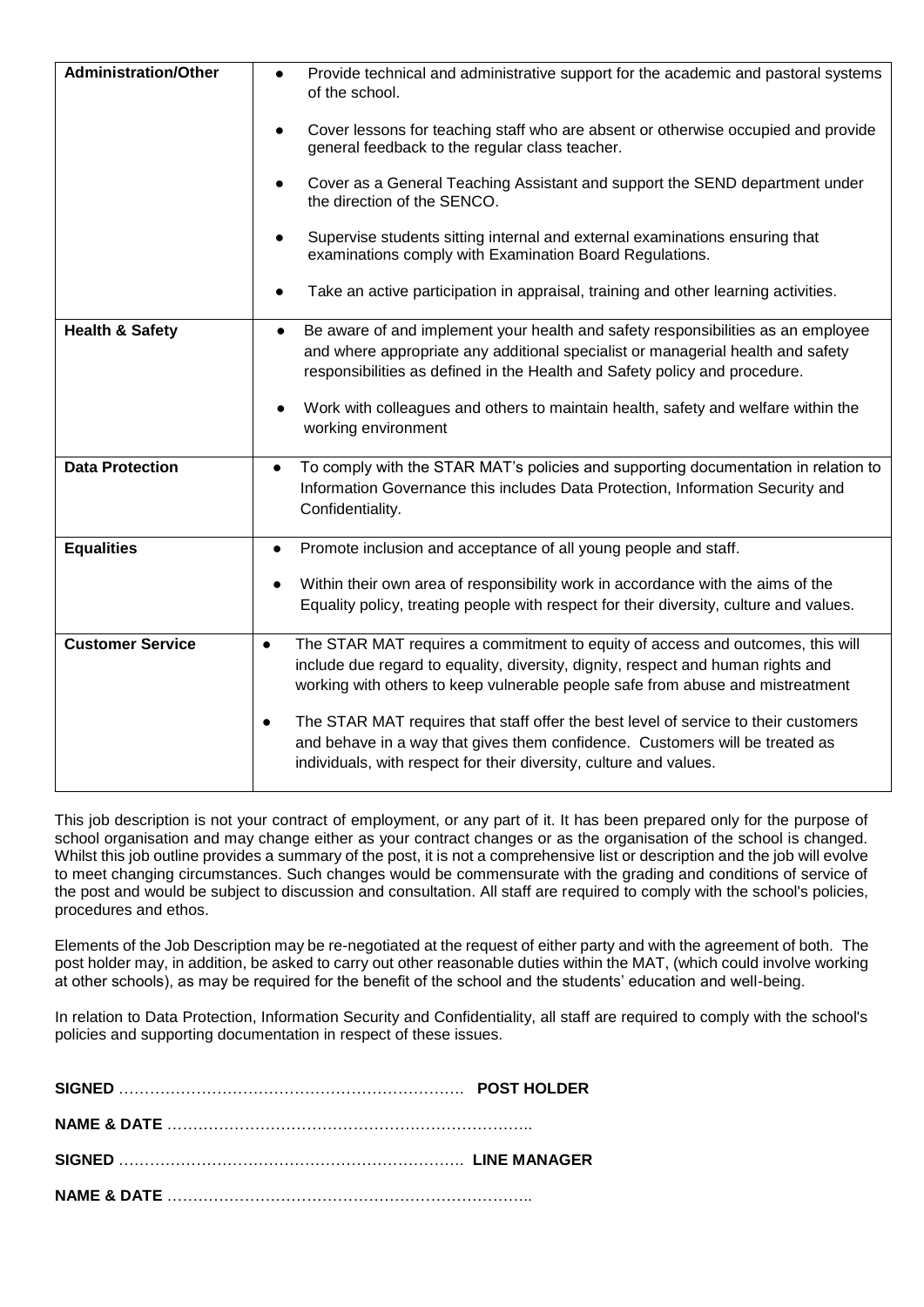| | |
|---|---|
| **Administration/Other** | • Provide technical and administrative support for the academic and pastoral systems of the school.<br><br>• Cover lessons for teaching staff who are absent or otherwise occupied and provide general feedback to the regular class teacher.<br><br>• Cover as a General Teaching Assistant and support the SEND department under the direction of the SENCO.<br><br>• Supervise students sitting internal and external examinations ensuring that examinations comply with Examination Board Regulations.<br><br>• Take an active participation in appraisal, training and other learning activities. |
| **Health & Safety** | • Be aware of and implement your health and safety responsibilities as an employee and where appropriate any additional specialist or managerial health and safety responsibilities as defined in the Health and Safety policy and procedure.<br><br>• Work with colleagues and others to maintain health, safety and welfare within the working environment |
| **Data Protection** | • To comply with the STAR MAT's policies and supporting documentation in relation to Information Governance this includes Data Protection, Information Security and Confidentiality. |
| **Equalities** | • Promote inclusion and acceptance of all young people and staff.<br><br>• Within their own area of responsibility work in accordance with the aims of the Equality policy, treating people with respect for their diversity, culture and values. |
| **Customer Service** | • The STAR MAT requires a commitment to equity of access and outcomes, this will include due regard to equality, diversity, dignity, respect and human rights and working with others to keep vulnerable people safe from abuse and mistreatment<br><br>• The STAR MAT requires that staff offer the best level of service to their customers and behave in a way that gives them confidence. Customers will be treated as individuals, with respect for their diversity, culture and values. |

This job description is not your contract of employment, or any part of it. It has been prepared only for the purpose of school organisation and may change either as your contract changes or as the organisation of the school is changed. Whilst this job outline provides a summary of the post, it is not a comprehensive list or description and the job will evolve to meet changing circumstances. Such changes would be commensurate with the grading and conditions of service of the post and would be subject to discussion and consultation. All staff are required to comply with the school's policies, procedures and ethos.

Elements of the Job Description may be re-negotiated at the request of either party and with the agreement of both. The post holder may, in addition, be asked to carry out other reasonable duties within the MAT, (which could involve working at other schools), as may be required for the benefit of the school and the students' education and well-being.

In relation to Data Protection, Information Security and Confidentiality, all staff are required to comply with the school's policies and supporting documentation in respect of these issues.

**SIGNED** ………………………………………………………… **POST HOLDER**

**NAME & DATE** ……………………………………………………………..

**SIGNED** ………………………………………………………… **LINE MANAGER**

**NAME & DATE** ……………………………………………………………..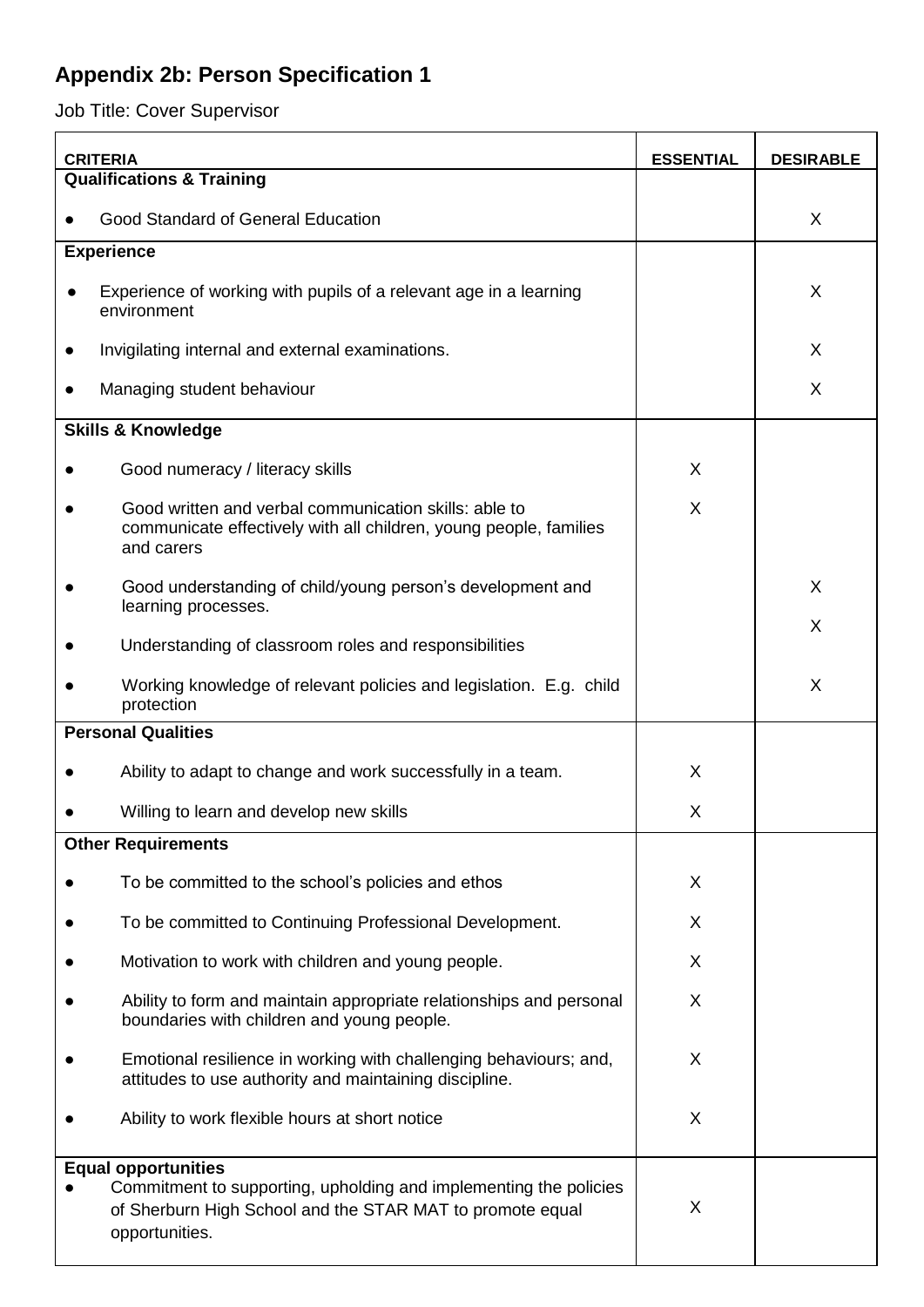## Appendix 2b: Person Specification 1

Job Title: Cover Supervisor

| CRITERIA | ESSENTIAL | DESIRABLE |
|---|---|---|
| **Qualifications & Training** | | |
| ● Good Standard of General Education | | X |
| **Experience** | | |
| ● Experience of working with pupils of a relevant age in a learning environment | | X |
| ● Invigilating internal and external examinations. | | X |
| ● Managing student behaviour | | X |
| **Skills & Knowledge** | | |
| ● Good numeracy / literacy skills | X | |
| ● Good written and verbal communication skills: able to communicate effectively with all children, young people, families and carers | X | |
| ● Good understanding of child/young person's development and learning processes. | | X |
| ● Understanding of classroom roles and responsibilities | | X |
| ● Working knowledge of relevant policies and legislation. E.g. child protection | | X |
| **Personal Qualities** | | |
| ● Ability to adapt to change and work successfully in a team. | X | |
| ● Willing to learn and develop new skills | X | |
| **Other Requirements** | | |
| ● To be committed to the school's policies and ethos | X | |
| ● To be committed to Continuing Professional Development. | X | |
| ● Motivation to work with children and young people. | X | |
| ● Ability to form and maintain appropriate relationships and personal boundaries with children and young people. | X | |
| ● Emotional resilience in working with challenging behaviours; and, attitudes to use authority and maintaining discipline. | X | |
| ● Ability to work flexible hours at short notice | X | |
| **Equal opportunities** ● Commitment to supporting, upholding and implementing the policies of Sherburn High School and the STAR MAT to promote equal opportunities. | X | |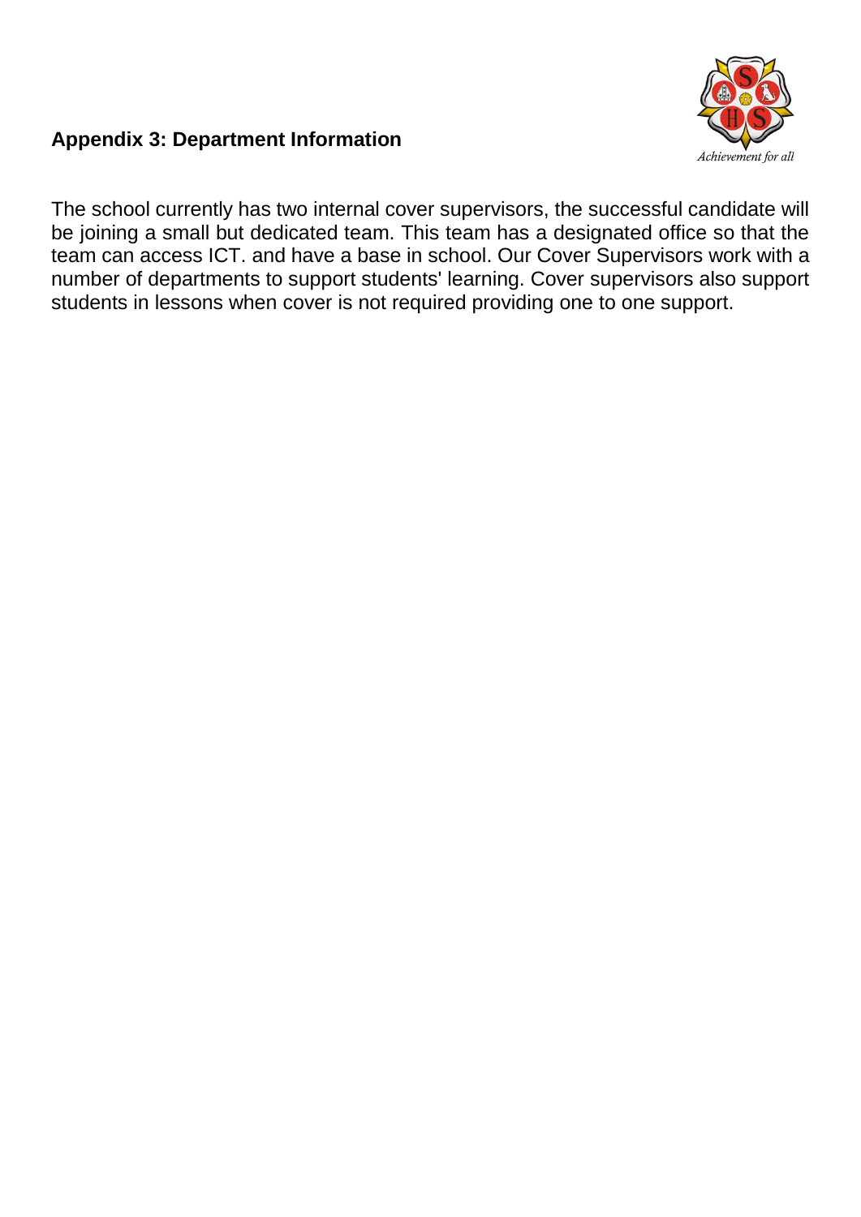## Appendix 3: Department Information

The school currently has two internal cover supervisors, the successful candidate will be joining a small but dedicated team. This team has a designated office so that the team can access ICT. and have a base in school. Our Cover Supervisors work with a number of departments to support students' learning. Cover supervisors also support students in lessons when cover is not required providing one to one support.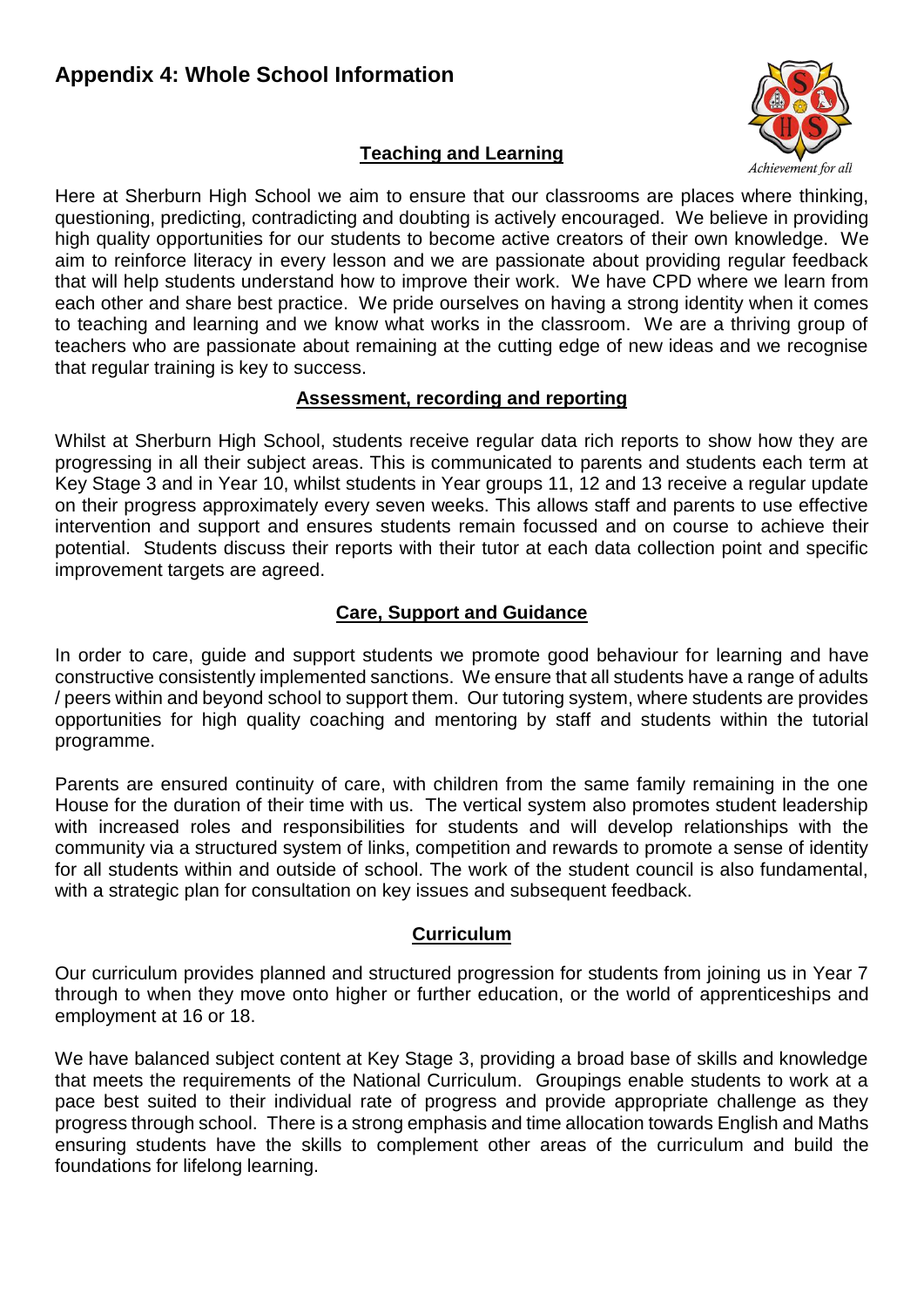# Appendix 4: Whole School Information

*Achievement for all*

## Teaching and Learning

Here at Sherburn High School we aim to ensure that our classrooms are places where thinking, questioning, predicting, contradicting and doubting is actively encouraged. We believe in providing high quality opportunities for our students to become active creators of their own knowledge. We aim to reinforce literacy in every lesson and we are passionate about providing regular feedback that will help students understand how to improve their work. We have CPD where we learn from each other and share best practice. We pride ourselves on having a strong identity when it comes to teaching and learning and we know what works in the classroom. We are a thriving group of teachers who are passionate about remaining at the cutting edge of new ideas and we recognise that regular training is key to success.

## Assessment, recording and reporting

Whilst at Sherburn High School, students receive regular data rich reports to show how they are progressing in all their subject areas. This is communicated to parents and students each term at Key Stage 3 and in Year 10, whilst students in Year groups 11, 12 and 13 receive a regular update on their progress approximately every seven weeks. This allows staff and parents to use effective intervention and support and ensures students remain focussed and on course to achieve their potential. Students discuss their reports with their tutor at each data collection point and specific improvement targets are agreed.

## Care, Support and Guidance

In order to care, guide and support students we promote good behaviour for learning and have constructive consistently implemented sanctions. We ensure that all students have a range of adults / peers within and beyond school to support them. Our tutoring system, where students are provides opportunities for high quality coaching and mentoring by staff and students within the tutorial programme.

Parents are ensured continuity of care, with children from the same family remaining in the one House for the duration of their time with us. The vertical system also promotes student leadership with increased roles and responsibilities for students and will develop relationships with the community via a structured system of links, competition and rewards to promote a sense of identity for all students within and outside of school. The work of the student council is also fundamental, with a strategic plan for consultation on key issues and subsequent feedback.

## Curriculum

Our curriculum provides planned and structured progression for students from joining us in Year 7 through to when they move onto higher or further education, or the world of apprenticeships and employment at 16 or 18.

We have balanced subject content at Key Stage 3, providing a broad base of skills and knowledge that meets the requirements of the National Curriculum. Groupings enable students to work at a pace best suited to their individual rate of progress and provide appropriate challenge as they progress through school. There is a strong emphasis and time allocation towards English and Maths ensuring students have the skills to complement other areas of the curriculum and build the foundations for lifelong learning.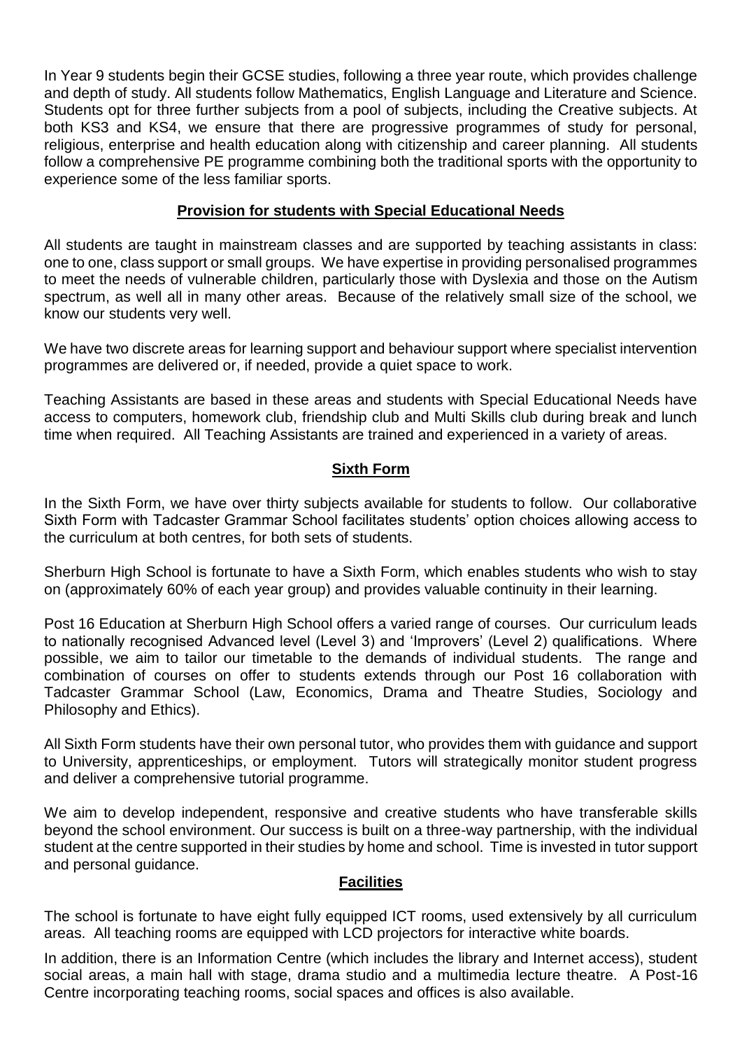In Year 9 students begin their GCSE studies, following a three year route, which provides challenge and depth of study. All students follow Mathematics, English Language and Literature and Science. Students opt for three further subjects from a pool of subjects, including the Creative subjects. At both KS3 and KS4, we ensure that there are progressive programmes of study for personal, religious, enterprise and health education along with citizenship and career planning. All students follow a comprehensive PE programme combining both the traditional sports with the opportunity to experience some of the less familiar sports.

## Provision for students with Special Educational Needs

All students are taught in mainstream classes and are supported by teaching assistants in class: one to one, class support or small groups. We have expertise in providing personalised programmes to meet the needs of vulnerable children, particularly those with Dyslexia and those on the Autism spectrum, as well all in many other areas. Because of the relatively small size of the school, we know our students very well.

We have two discrete areas for learning support and behaviour support where specialist intervention programmes are delivered or, if needed, provide a quiet space to work.

Teaching Assistants are based in these areas and students with Special Educational Needs have access to computers, homework club, friendship club and Multi Skills club during break and lunch time when required. All Teaching Assistants are trained and experienced in a variety of areas.

## Sixth Form

In the Sixth Form, we have over thirty subjects available for students to follow. Our collaborative Sixth Form with Tadcaster Grammar School facilitates students' option choices allowing access to the curriculum at both centres, for both sets of students.

Sherburn High School is fortunate to have a Sixth Form, which enables students who wish to stay on (approximately 60% of each year group) and provides valuable continuity in their learning.

Post 16 Education at Sherburn High School offers a varied range of courses. Our curriculum leads to nationally recognised Advanced level (Level 3) and 'Improvers' (Level 2) qualifications. Where possible, we aim to tailor our timetable to the demands of individual students. The range and combination of courses on offer to students extends through our Post 16 collaboration with Tadcaster Grammar School (Law, Economics, Drama and Theatre Studies, Sociology and Philosophy and Ethics).

All Sixth Form students have their own personal tutor, who provides them with guidance and support to University, apprenticeships, or employment. Tutors will strategically monitor student progress and deliver a comprehensive tutorial programme.

We aim to develop independent, responsive and creative students who have transferable skills beyond the school environment. Our success is built on a three-way partnership, with the individual student at the centre supported in their studies by home and school. Time is invested in tutor support and personal guidance.

## Facilities

The school is fortunate to have eight fully equipped ICT rooms, used extensively by all curriculum areas. All teaching rooms are equipped with LCD projectors for interactive white boards.

In addition, there is an Information Centre (which includes the library and Internet access), student social areas, a main hall with stage, drama studio and a multimedia lecture theatre. A Post-16 Centre incorporating teaching rooms, social spaces and offices is also available.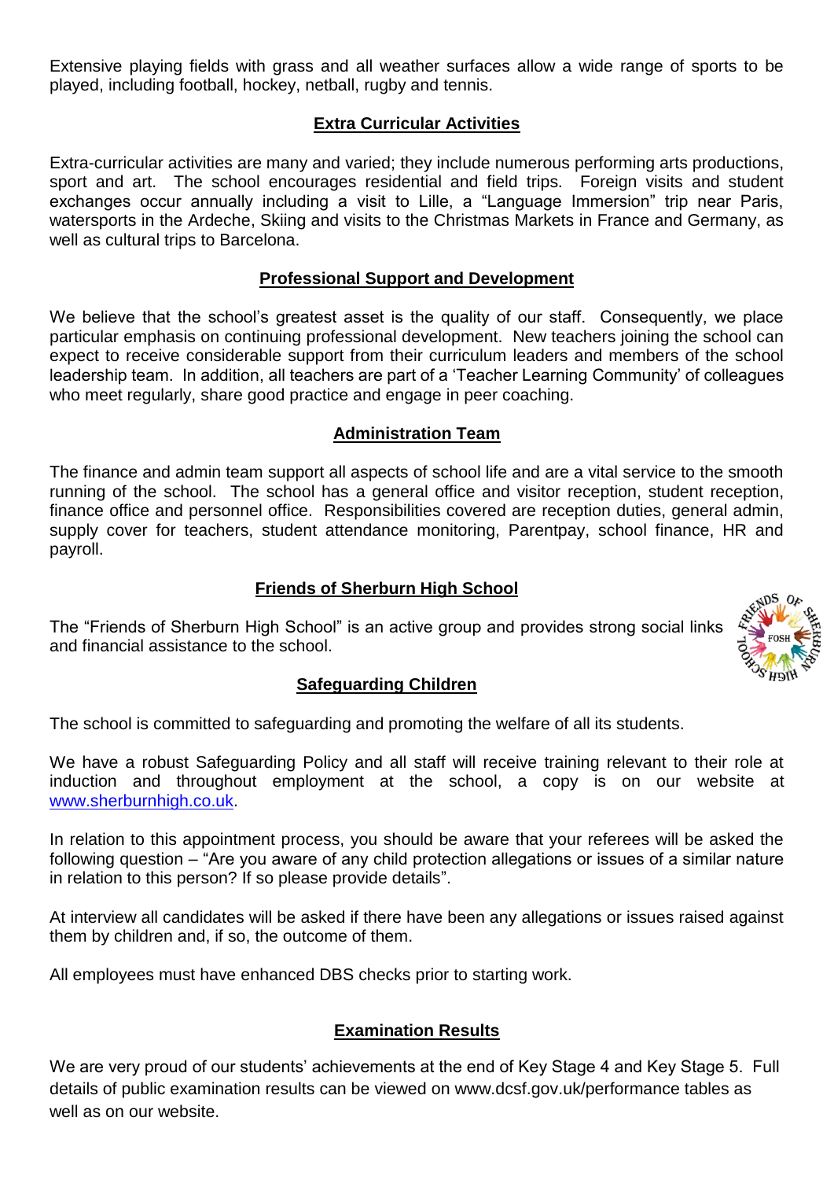Extensive playing fields with grass and all weather surfaces allow a wide range of sports to be played, including football, hockey, netball, rugby and tennis.

## Extra Curricular Activities

Extra-curricular activities are many and varied; they include numerous performing arts productions, sport and art. The school encourages residential and field trips. Foreign visits and student exchanges occur annually including a visit to Lille, a "Language Immersion" trip near Paris, watersports in the Ardeche, Skiing and visits to the Christmas Markets in France and Germany, as well as cultural trips to Barcelona.

## Professional Support and Development

We believe that the school's greatest asset is the quality of our staff. Consequently, we place particular emphasis on continuing professional development. New teachers joining the school can expect to receive considerable support from their curriculum leaders and members of the school leadership team. In addition, all teachers are part of a 'Teacher Learning Community' of colleagues who meet regularly, share good practice and engage in peer coaching.

## Administration Team

The finance and admin team support all aspects of school life and are a vital service to the smooth running of the school. The school has a general office and visitor reception, student reception, finance office and personnel office. Responsibilities covered are reception duties, general admin, supply cover for teachers, student attendance monitoring, Parentpay, school finance, HR and payroll.

## Friends of Sherburn High School

The "Friends of Sherburn High School" is an active group and provides strong social links and financial assistance to the school.

## Safeguarding Children

The school is committed to safeguarding and promoting the welfare of all its students.

We have a robust Safeguarding Policy and all staff will receive training relevant to their role at induction and throughout employment at the school, a copy is on our website at www.sherburnhigh.co.uk.

In relation to this appointment process, you should be aware that your referees will be asked the following question – "Are you aware of any child protection allegations or issues of a similar nature in relation to this person? If so please provide details".

At interview all candidates will be asked if there have been any allegations or issues raised against them by children and, if so, the outcome of them.

All employees must have enhanced DBS checks prior to starting work.

## Examination Results

We are very proud of our students' achievements at the end of Key Stage 4 and Key Stage 5. Full details of public examination results can be viewed on www.dcsf.gov.uk/performance tables as well as on our website.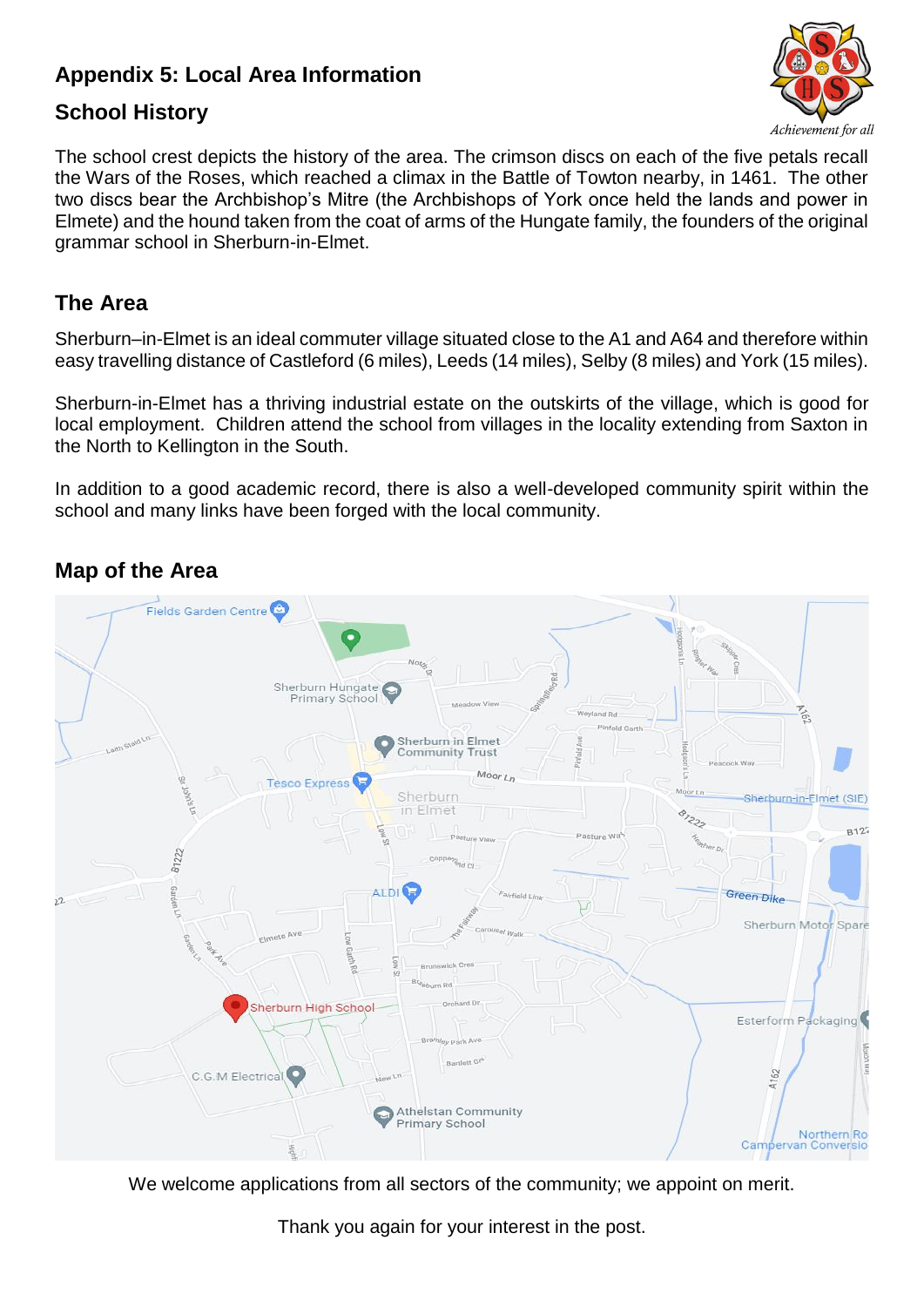## Appendix 5: Local Area Information

## School History

The school crest depicts the history of the area. The crimson discs on each of the five petals recall the Wars of the Roses, which reached a climax in the Battle of Towton nearby, in 1461. The other two discs bear the Archbishop's Mitre (the Archbishops of York once held the lands and power in Elmete) and the hound taken from the coat of arms of the Hungate family, the founders of the original grammar school in Sherburn-in-Elmet.

## The Area

Sherburn–in-Elmet is an ideal commuter village situated close to the A1 and A64 and therefore within easy travelling distance of Castleford (6 miles), Leeds (14 miles), Selby (8 miles) and York (15 miles).

Sherburn-in-Elmet has a thriving industrial estate on the outskirts of the village, which is good for local employment. Children attend the school from villages in the locality extending from Saxton in the North to Kellington in the South.

In addition to a good academic record, there is also a well-developed community spirit within the school and many links have been forged with the local community.

## Map of the Area

We welcome applications from all sectors of the community; we appoint on merit.

Thank you again for your interest in the post.